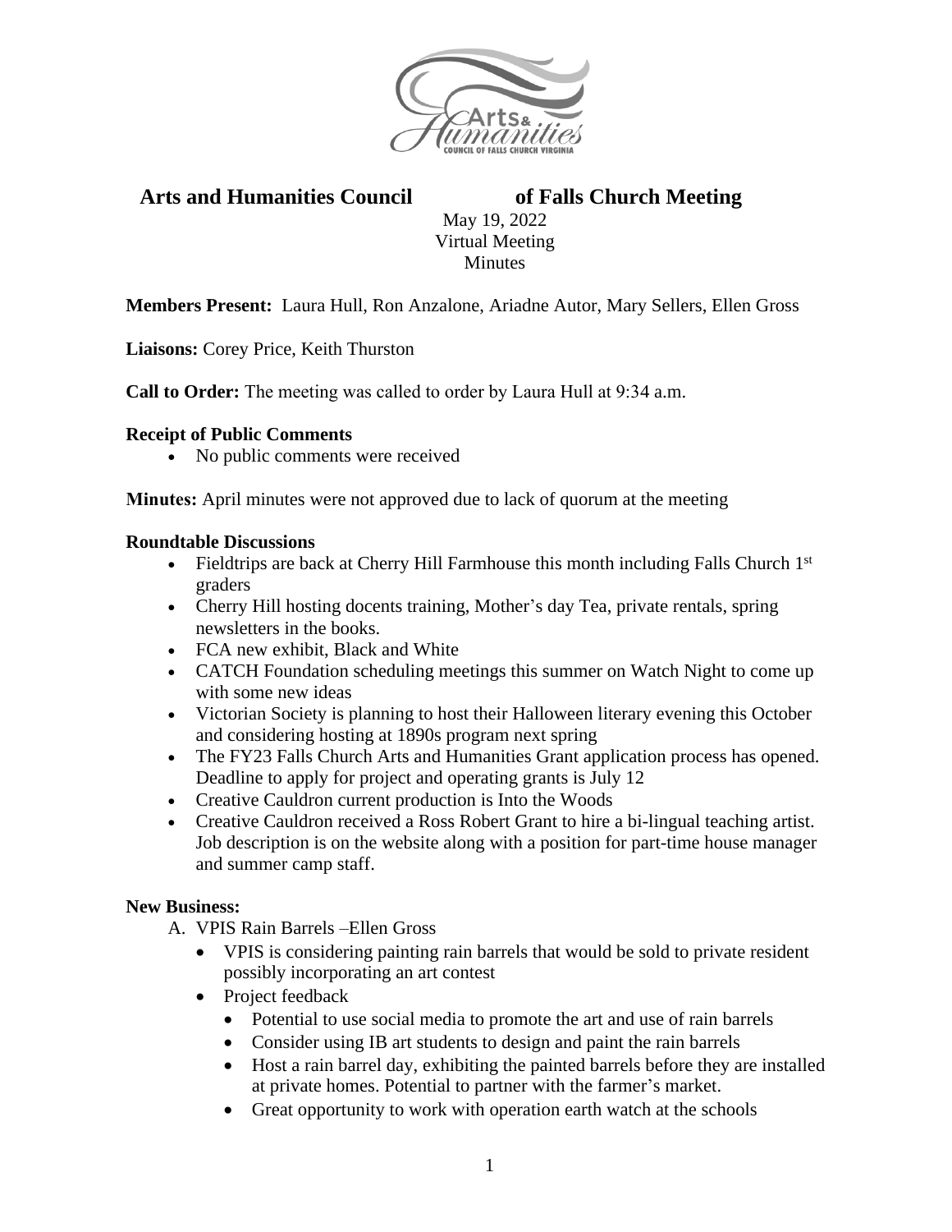# Arts and Humanities Council of Falls Church Meeting

May 19, 2022
Virtual Meeting
Minutes

**Members Present:** Laura Hull, Ron Anzalone, Ariadne Autor, Mary Sellers, Ellen Gross

**Liaisons:** Corey Price, Keith Thurston

**Call to Order:** The meeting was called to order by Laura Hull at 9:34 a.m.

**Receipt of Public Comments**

- No public comments were received

**Minutes:** April minutes were not approved due to lack of quorum at the meeting

**Roundtable Discussions**

- Fieldtrips are back at Cherry Hill Farmhouse this month including Falls Church 1st graders
- Cherry Hill hosting docents training, Mother's day Tea, private rentals, spring newsletters in the books.
- FCA new exhibit, Black and White
- CATCH Foundation scheduling meetings this summer on Watch Night to come up with some new ideas
- Victorian Society is planning to host their Halloween literary evening this October and considering hosting at 1890s program next spring
- The FY23 Falls Church Arts and Humanities Grant application process has opened. Deadline to apply for project and operating grants is July 12
- Creative Cauldron current production is Into the Woods
- Creative Cauldron received a Ross Robert Grant to hire a bi-lingual teaching artist. Job description is on the website along with a position for part-time house manager and summer camp staff.

**New Business:**

A. VPIS Rain Barrels –Ellen Gross
   - VPIS is considering painting rain barrels that would be sold to private resident possibly incorporating an art contest
   - Project feedback
     - Potential to use social media to promote the art and use of rain barrels
     - Consider using IB art students to design and paint the rain barrels
     - Host a rain barrel day, exhibiting the painted barrels before they are installed at private homes. Potential to partner with the farmer's market.
     - Great opportunity to work with operation earth watch at the schools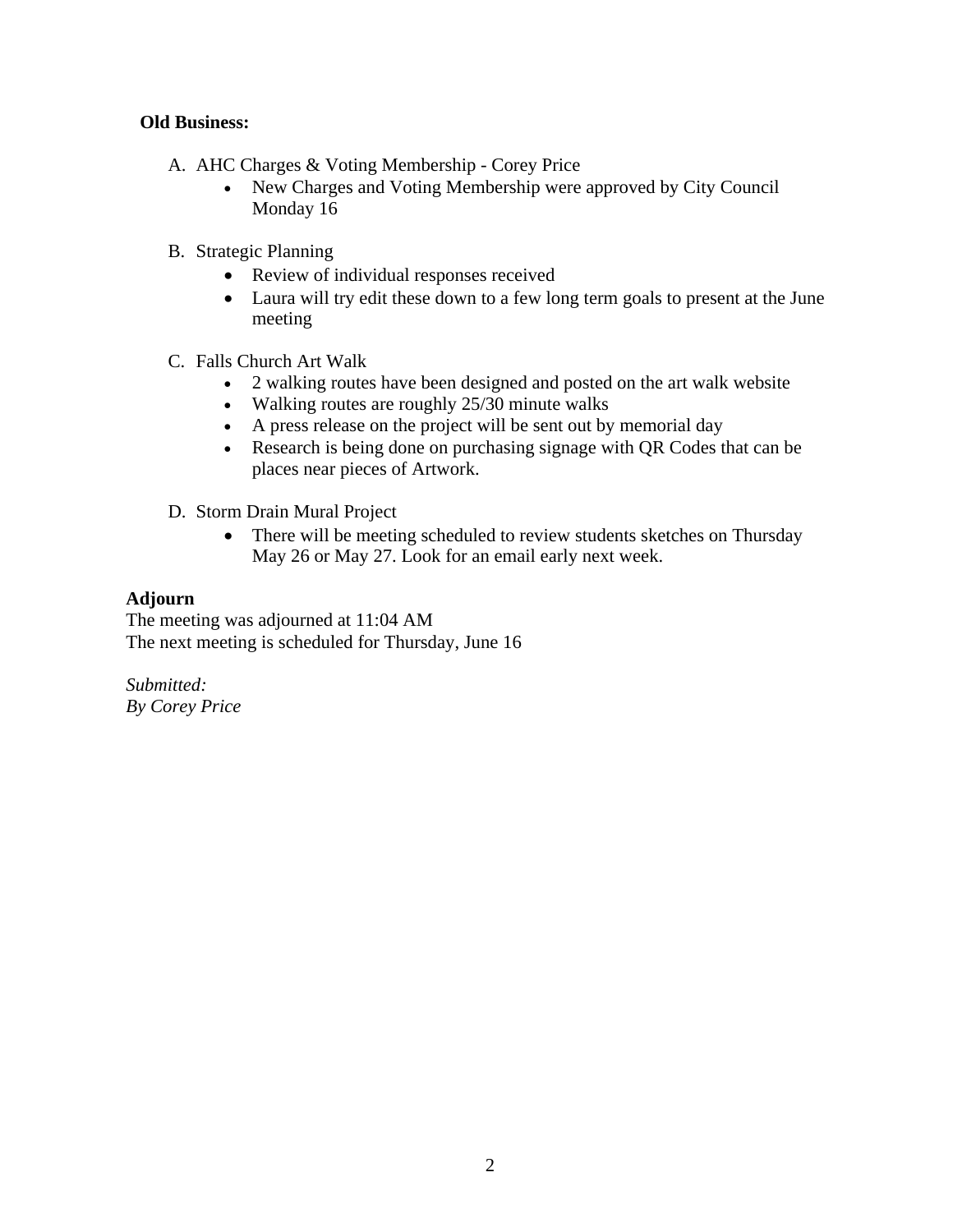**Old Business:**

A. AHC Charges & Voting Membership - Corey Price
   - New Charges and Voting Membership were approved by City Council Monday 16

B. Strategic Planning
   - Review of individual responses received
   - Laura will try edit these down to a few long term goals to present at the June meeting

C. Falls Church Art Walk
   - 2 walking routes have been designed and posted on the art walk website
   - Walking routes are roughly 25/30 minute walks
   - A press release on the project will be sent out by memorial day
   - Research is being done on purchasing signage with QR Codes that can be places near pieces of Artwork.

D. Storm Drain Mural Project
   - There will be meeting scheduled to review students sketches on Thursday May 26 or May 27. Look for an email early next week.

**Adjourn**

The meeting was adjourned at 11:04 AM
The next meeting is scheduled for Thursday, June 16

*Submitted:*
*By Corey Price*